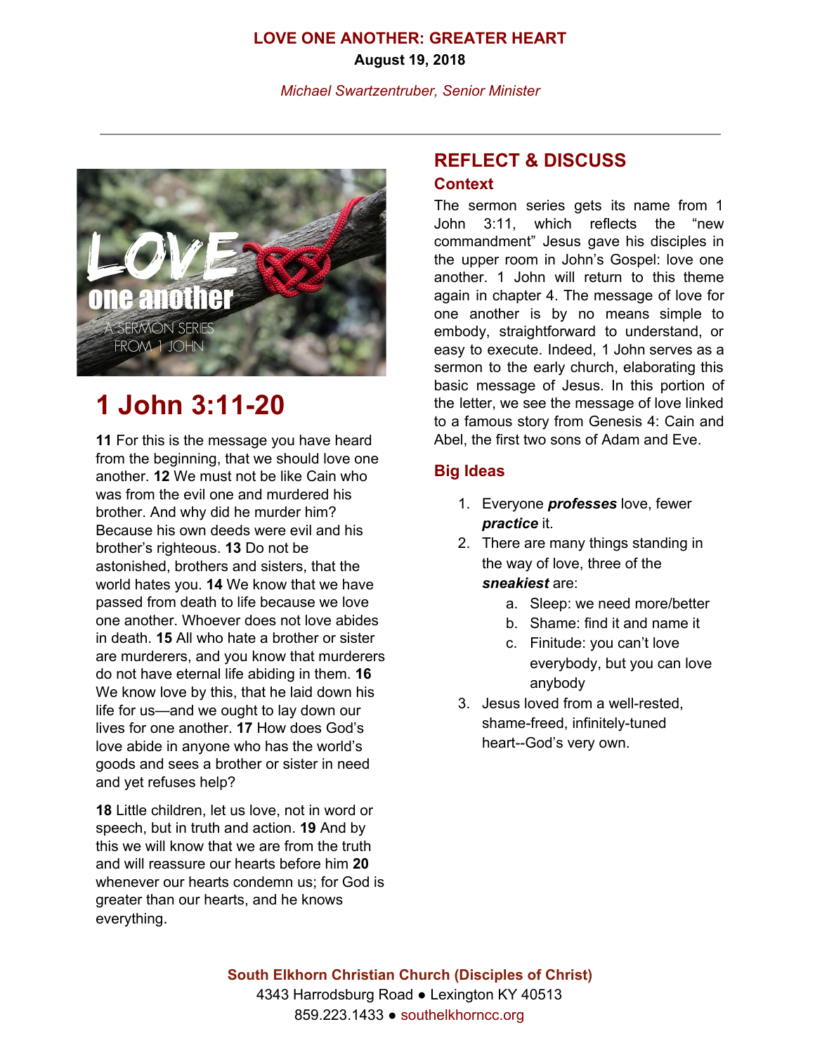# LOVE ONE ANOTHER: GREATER HEART

**August 19, 2018**

*Michael Swartzentruber, Senior Minister*

---

## 1 John 3:11-20

**11** For this is the message you have heard from the beginning, that we should love one another. **12** We must not be like Cain who was from the evil one and murdered his brother. And why did he murder him? Because his own deeds were evil and his brother's righteous. **13** Do not be astonished, brothers and sisters, that the world hates you. **14** We know that we have passed from death to life because we love one another. Whoever does not love abides in death. **15** All who hate a brother or sister are murderers, and you know that murderers do not have eternal life abiding in them. **16** We know love by this, that he laid down his life for us—and we ought to lay down our lives for one another. **17** How does God's love abide in anyone who has the world's goods and sees a brother or sister in need and yet refuses help?

**18** Little children, let us love, not in word or speech, but in truth and action. **19** And by this we will know that we are from the truth and will reassure our hearts before him **20** whenever our hearts condemn us; for God is greater than our hearts, and he knows everything.

## REFLECT & DISCUSS

### Context

The sermon series gets its name from 1 John 3:11, which reflects the "new commandment" Jesus gave his disciples in the upper room in John's Gospel: love one another. 1 John will return to this theme again in chapter 4. The message of love for one another is by no means simple to embody, straightforward to understand, or easy to execute. Indeed, 1 John serves as a sermon to the early church, elaborating this basic message of Jesus. In this portion of the letter, we see the message of love linked to a famous story from Genesis 4: Cain and Abel, the first two sons of Adam and Eve.

### Big Ideas

1. Everyone ***professes*** love, fewer ***practice*** it.
2. There are many things standing in the way of love, three of the ***sneakiest*** are:
   a. Sleep: we need more/better
   b. Shame: find it and name it
   c. Finitude: you can't love everybody, but you can love anybody
3. Jesus loved from a well-rested, shame-freed, infinitely-tuned heart--God's very own.

**South Elkhorn Christian Church (Disciples of Christ)**
4343 Harrodsburg Road ● Lexington KY 40513
859.223.1433 ● southelkhorncc.org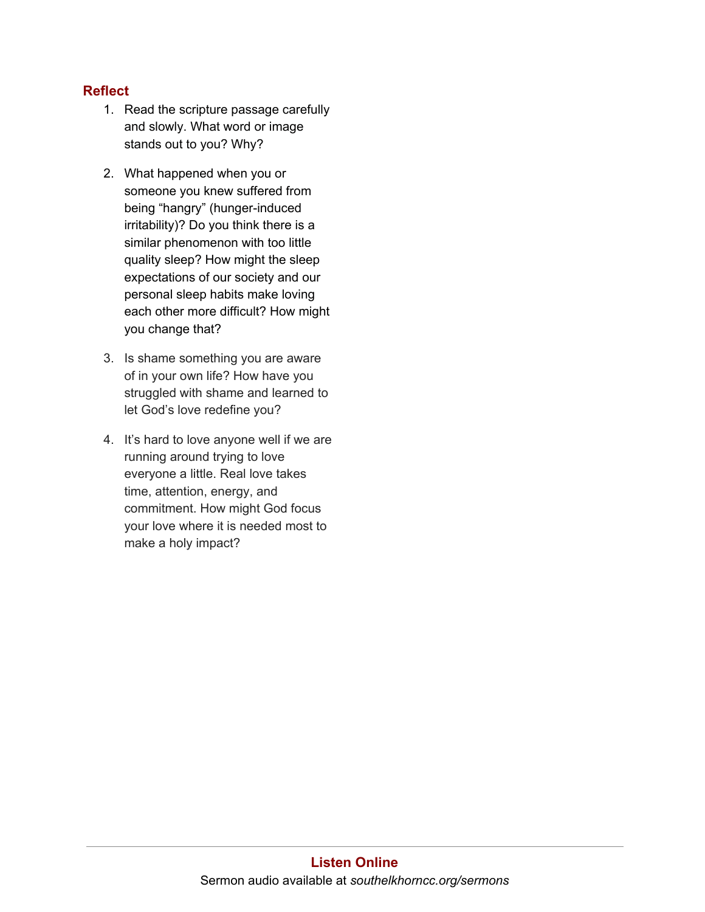## Reflect

1. Read the scripture passage carefully and slowly. What word or image stands out to you? Why?

2. What happened when you or someone you knew suffered from being "hangry" (hunger-induced irritability)? Do you think there is a similar phenomenon with too little quality sleep? How might the sleep expectations of our society and our personal sleep habits make loving each other more difficult? How might you change that?

3. Is shame something you are aware of in your own life? How have you struggled with shame and learned to let God's love redefine you?

4. It's hard to love anyone well if we are running around trying to love everyone a little. Real love takes time, attention, energy, and commitment. How might God focus your love where it is needed most to make a holy impact?

---

**Listen Online**

Sermon audio available at *southelkhorncc.org/sermons*